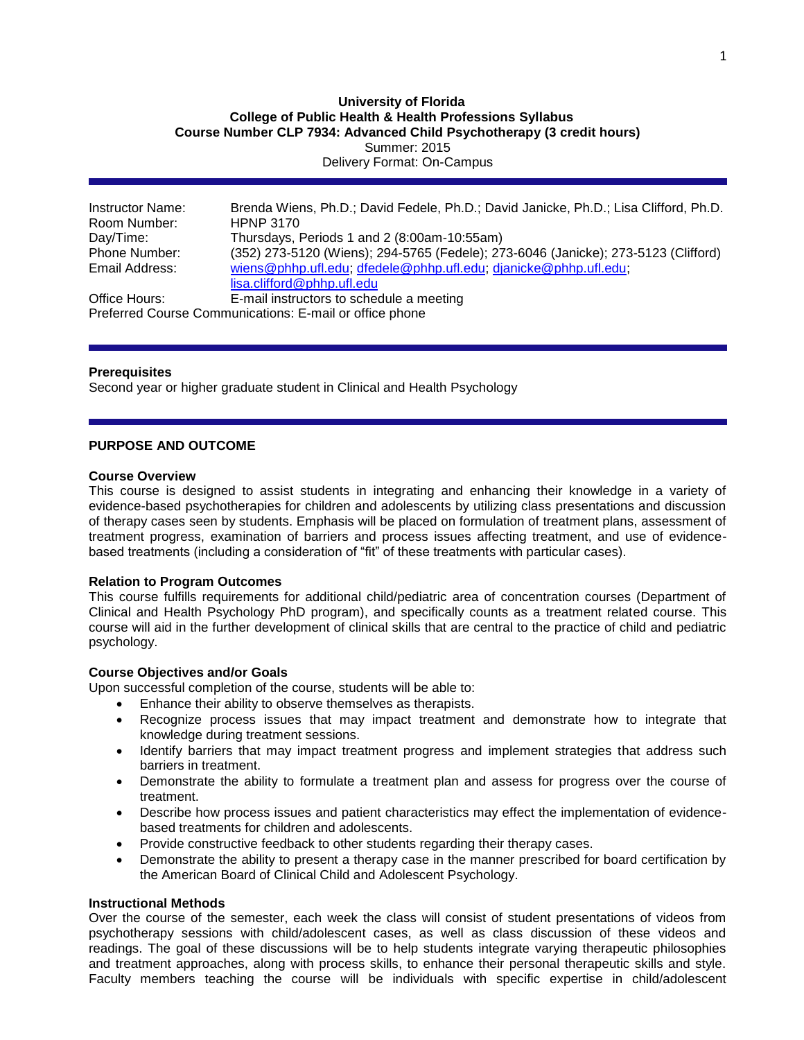**University of Florida**
**College of Public Health & Health Professions Syllabus**
**Course Number CLP 7934: Advanced Child Psychotherapy (3 credit hours)**
Summer: 2015
Delivery Format: On-Campus

| | |
|---|---|
| Instructor Name: | Brenda Wiens, Ph.D.; David Fedele, Ph.D.; David Janicke, Ph.D.; Lisa Clifford, Ph.D. |
| Room Number: | HPNP 3170 |
| Day/Time: | Thursdays, Periods 1 and 2 (8:00am-10:55am) |
| Phone Number: | (352) 273-5120 (Wiens); 294-5765 (Fedele); 273-6046 (Janicke); 273-5123 (Clifford) |
| Email Address: | wiens@phhp.ufl.edu; dfedele@phhp.ufl.edu; djanicke@phhp.ufl.edu; lisa.clifford@phhp.ufl.edu |
| Office Hours: | E-mail instructors to schedule a meeting |

Preferred Course Communications: E-mail or office phone

**Prerequisites**
Second year or higher graduate student in Clinical and Health Psychology

## PURPOSE AND OUTCOME

**Course Overview**
This course is designed to assist students in integrating and enhancing their knowledge in a variety of evidence-based psychotherapies for children and adolescents by utilizing class presentations and discussion of therapy cases seen by students. Emphasis will be placed on formulation of treatment plans, assessment of treatment progress, examination of barriers and process issues affecting treatment, and use of evidence-based treatments (including a consideration of "fit" of these treatments with particular cases).

**Relation to Program Outcomes**
This course fulfills requirements for additional child/pediatric area of concentration courses (Department of Clinical and Health Psychology PhD program), and specifically counts as a treatment related course. This course will aid in the further development of clinical skills that are central to the practice of child and pediatric psychology.

**Course Objectives and/or Goals**
Upon successful completion of the course, students will be able to:

- Enhance their ability to observe themselves as therapists.
- Recognize process issues that may impact treatment and demonstrate how to integrate that knowledge during treatment sessions.
- Identify barriers that may impact treatment progress and implement strategies that address such barriers in treatment.
- Demonstrate the ability to formulate a treatment plan and assess for progress over the course of treatment.
- Describe how process issues and patient characteristics may effect the implementation of evidence-based treatments for children and adolescents.
- Provide constructive feedback to other students regarding their therapy cases.
- Demonstrate the ability to present a therapy case in the manner prescribed for board certification by the American Board of Clinical Child and Adolescent Psychology.

**Instructional Methods**
Over the course of the semester, each week the class will consist of student presentations of videos from psychotherapy sessions with child/adolescent cases, as well as class discussion of these videos and readings. The goal of these discussions will be to help students integrate varying therapeutic philosophies and treatment approaches, along with process skills, to enhance their personal therapeutic skills and style. Faculty members teaching the course will be individuals with specific expertise in child/adolescent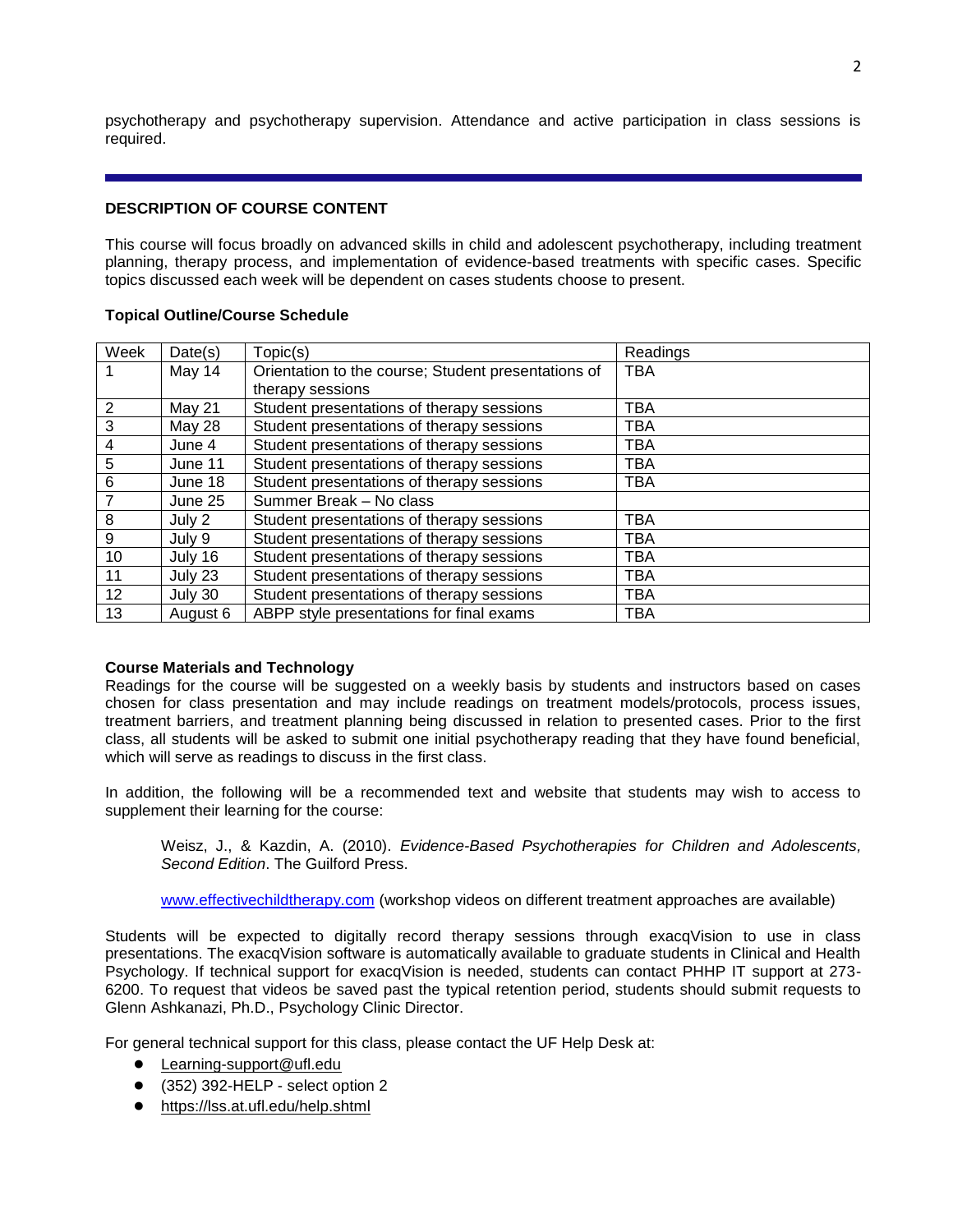psychotherapy and psychotherapy supervision. Attendance and active participation in class sessions is required.

---

## DESCRIPTION OF COURSE CONTENT

This course will focus broadly on advanced skills in child and adolescent psychotherapy, including treatment planning, therapy process, and implementation of evidence-based treatments with specific cases. Specific topics discussed each week will be dependent on cases students choose to present.

### Topical Outline/Course Schedule

| Week | Date(s) | Topic(s) | Readings |
|---|---|---|---|
| 1 | May 14 | Orientation to the course; Student presentations of therapy sessions | TBA |
| 2 | May 21 | Student presentations of therapy sessions | TBA |
| 3 | May 28 | Student presentations of therapy sessions | TBA |
| 4 | June 4 | Student presentations of therapy sessions | TBA |
| 5 | June 11 | Student presentations of therapy sessions | TBA |
| 6 | June 18 | Student presentations of therapy sessions | TBA |
| 7 | June 25 | Summer Break – No class | |
| 8 | July 2 | Student presentations of therapy sessions | TBA |
| 9 | July 9 | Student presentations of therapy sessions | TBA |
| 10 | July 16 | Student presentations of therapy sessions | TBA |
| 11 | July 23 | Student presentations of therapy sessions | TBA |
| 12 | July 30 | Student presentations of therapy sessions | TBA |
| 13 | August 6 | ABPP style presentations for final exams | TBA |

### Course Materials and Technology

Readings for the course will be suggested on a weekly basis by students and instructors based on cases chosen for class presentation and may include readings on treatment models/protocols, process issues, treatment barriers, and treatment planning being discussed in relation to presented cases. Prior to the first class, all students will be asked to submit one initial psychotherapy reading that they have found beneficial, which will serve as readings to discuss in the first class.

In addition, the following will be a recommended text and website that students may wish to access to supplement their learning for the course:

> Weisz, J., & Kazdin, A. (2010). *Evidence-Based Psychotherapies for Children and Adolescents, Second Edition*. The Guilford Press.
>
> www.effectivechildtherapy.com (workshop videos on different treatment approaches are available)

Students will be expected to digitally record therapy sessions through exacqVision to use in class presentations. The exacqVision software is automatically available to graduate students in Clinical and Health Psychology. If technical support for exacqVision is needed, students can contact PHHP IT support at 273-6200. To request that videos be saved past the typical retention period, students should submit requests to Glenn Ashkanazi, Ph.D., Psychology Clinic Director.

For general technical support for this class, please contact the UF Help Desk at:

- Learning-support@ufl.edu
- (352) 392-HELP - select option 2
- https://lss.at.ufl.edu/help.shtml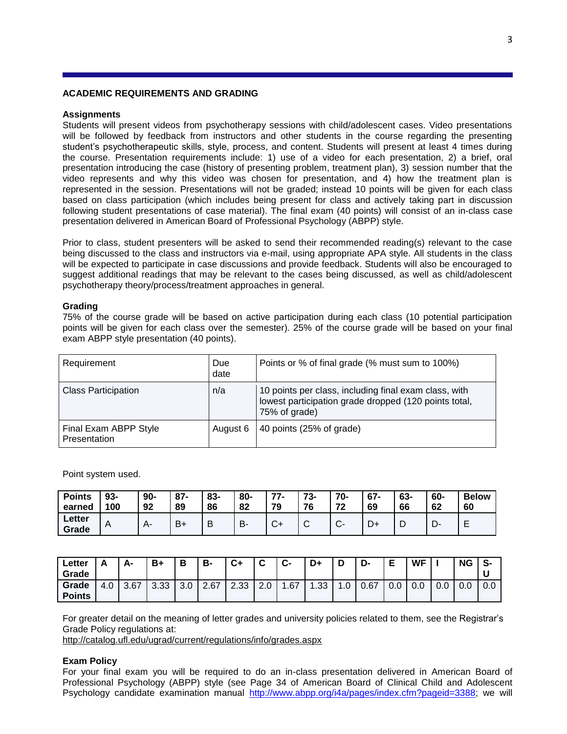## ACADEMIC REQUIREMENTS AND GRADING

### Assignments

Students will present videos from psychotherapy sessions with child/adolescent cases. Video presentations will be followed by feedback from instructors and other students in the course regarding the presenting student's psychotherapeutic skills, style, process, and content. Students will present at least 4 times during the course. Presentation requirements include: 1) use of a video for each presentation, 2) a brief, oral presentation introducing the case (history of presenting problem, treatment plan), 3) session number that the video represents and why this video was chosen for presentation, and 4) how the treatment plan is represented in the session. Presentations will not be graded; instead 10 points will be given for each class based on class participation (which includes being present for class and actively taking part in discussion following student presentations of case material). The final exam (40 points) will consist of an in-class case presentation delivered in American Board of Professional Psychology (ABPP) style.

Prior to class, student presenters will be asked to send their recommended reading(s) relevant to the case being discussed to the class and instructors via e-mail, using appropriate APA style. All students in the class will be expected to participate in case discussions and provide feedback. Students will also be encouraged to suggest additional readings that may be relevant to the cases being discussed, as well as child/adolescent psychotherapy theory/process/treatment approaches in general.

### Grading

75% of the course grade will be based on active participation during each class (10 potential participation points will be given for each class over the semester). 25% of the course grade will be based on your final exam ABPP style presentation (40 points).

| Requirement | Due date | Points or % of final grade (% must sum to 100%) |
|---|---|---|
| Class Participation | n/a | 10 points per class, including final exam class, with lowest participation grade dropped (120 points total, 75% of grade) |
| Final Exam ABPP Style Presentation | August 6 | 40 points (25% of grade) |

Point system used.

| Points earned | 93-100 | 90-92 | 87-89 | 83-86 | 80-82 | 77-79 | 73-76 | 70-72 | 67-69 | 63-66 | 60-62 | Below 60 |
|---|---|---|---|---|---|---|---|---|---|---|---|---|
| Letter Grade | A | A- | B+ | B | B- | C+ | C | C- | D+ | D | D- | E |

| Letter Grade | A | A- | B+ | B | B- | C+ | C | C- | D+ | D | D- | E | WF | I | NG | S-U |
|---|---|---|---|---|---|---|---|---|---|---|---|---|---|---|---|---|
| Grade Points | 4.0 | 3.67 | 3.33 | 3.0 | 2.67 | 2.33 | 2.0 | 1.67 | 1.33 | 1.0 | 0.67 | 0.0 | 0.0 | 0.0 | 0.0 | 0.0 |

For greater detail on the meaning of letter grades and university policies related to them, see the Registrar's Grade Policy regulations at:
http://catalog.ufl.edu/ugrad/current/regulations/info/grades.aspx

### Exam Policy

For your final exam you will be required to do an in-class presentation delivered in American Board of Professional Psychology (ABPP) style (see Page 34 of American Board of Clinical Child and Adolescent Psychology candidate examination manual http://www.abpp.org/i4a/pages/index.cfm?pageid=3388; we will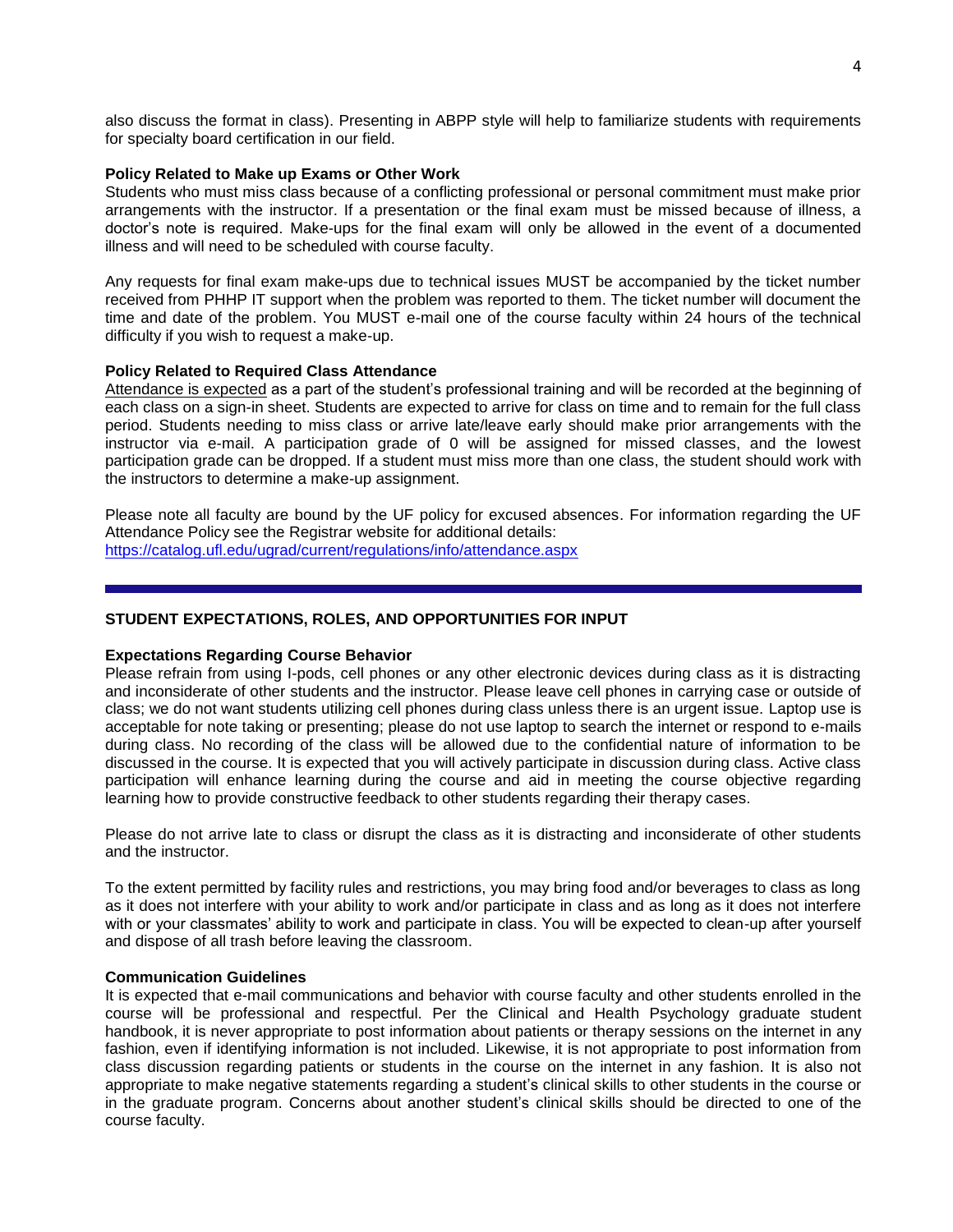also discuss the format in class). Presenting in ABPP style will help to familiarize students with requirements for specialty board certification in our field.

**Policy Related to Make up Exams or Other Work**

Students who must miss class because of a conflicting professional or personal commitment must make prior arrangements with the instructor. If a presentation or the final exam must be missed because of illness, a doctor's note is required. Make-ups for the final exam will only be allowed in the event of a documented illness and will need to be scheduled with course faculty.

Any requests for final exam make-ups due to technical issues MUST be accompanied by the ticket number received from PHHP IT support when the problem was reported to them. The ticket number will document the time and date of the problem. You MUST e-mail one of the course faculty within 24 hours of the technical difficulty if you wish to request a make-up.

**Policy Related to Required Class Attendance**

Attendance is expected as a part of the student's professional training and will be recorded at the beginning of each class on a sign-in sheet. Students are expected to arrive for class on time and to remain for the full class period. Students needing to miss class or arrive late/leave early should make prior arrangements with the instructor via e-mail. A participation grade of 0 will be assigned for missed classes, and the lowest participation grade can be dropped. If a student must miss more than one class, the student should work with the instructors to determine a make-up assignment.

Please note all faculty are bound by the UF policy for excused absences. For information regarding the UF Attendance Policy see the Registrar website for additional details:
https://catalog.ufl.edu/ugrad/current/regulations/info/attendance.aspx

---

## STUDENT EXPECTATIONS, ROLES, AND OPPORTUNITIES FOR INPUT

**Expectations Regarding Course Behavior**

Please refrain from using I-pods, cell phones or any other electronic devices during class as it is distracting and inconsiderate of other students and the instructor. Please leave cell phones in carrying case or outside of class; we do not want students utilizing cell phones during class unless there is an urgent issue. Laptop use is acceptable for note taking or presenting; please do not use laptop to search the internet or respond to e-mails during class. No recording of the class will be allowed due to the confidential nature of information to be discussed in the course. It is expected that you will actively participate in discussion during class. Active class participation will enhance learning during the course and aid in meeting the course objective regarding learning how to provide constructive feedback to other students regarding their therapy cases.

Please do not arrive late to class or disrupt the class as it is distracting and inconsiderate of other students and the instructor.

To the extent permitted by facility rules and restrictions, you may bring food and/or beverages to class as long as it does not interfere with your ability to work and/or participate in class and as long as it does not interfere with or your classmates' ability to work and participate in class. You will be expected to clean-up after yourself and dispose of all trash before leaving the classroom.

**Communication Guidelines**

It is expected that e-mail communications and behavior with course faculty and other students enrolled in the course will be professional and respectful. Per the Clinical and Health Psychology graduate student handbook, it is never appropriate to post information about patients or therapy sessions on the internet in any fashion, even if identifying information is not included. Likewise, it is not appropriate to post information from class discussion regarding patients or students in the course on the internet in any fashion. It is also not appropriate to make negative statements regarding a student's clinical skills to other students in the course or in the graduate program. Concerns about another student's clinical skills should be directed to one of the course faculty.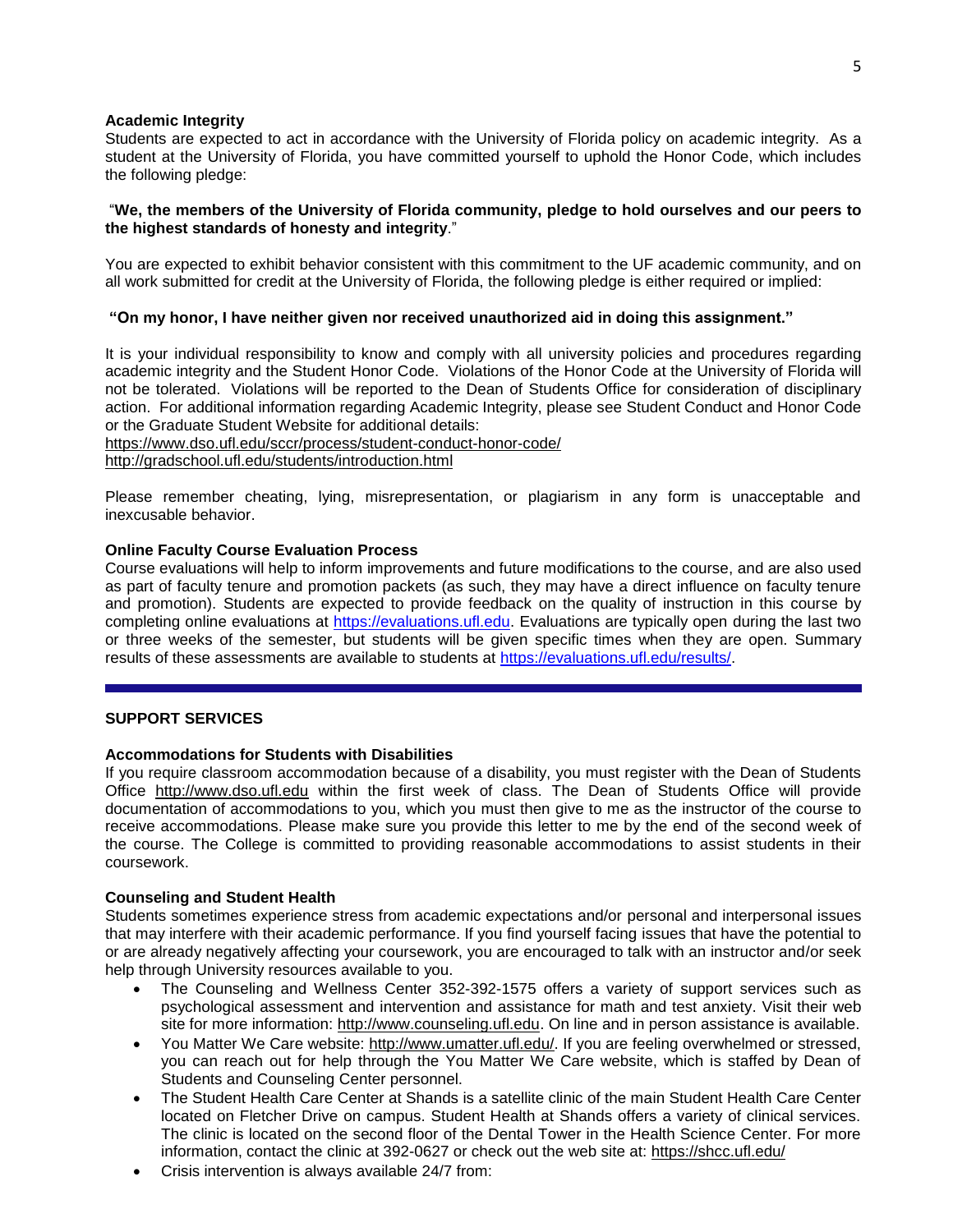**Academic Integrity**

Students are expected to act in accordance with the University of Florida policy on academic integrity. As a student at the University of Florida, you have committed yourself to uphold the Honor Code, which includes the following pledge:

"**We, the members of the University of Florida community, pledge to hold ourselves and our peers to the highest standards of honesty and integrity**."

You are expected to exhibit behavior consistent with this commitment to the UF academic community, and on all work submitted for credit at the University of Florida, the following pledge is either required or implied:

**"On my honor, I have neither given nor received unauthorized aid in doing this assignment."**

It is your individual responsibility to know and comply with all university policies and procedures regarding academic integrity and the Student Honor Code. Violations of the Honor Code at the University of Florida will not be tolerated. Violations will be reported to the Dean of Students Office for consideration of disciplinary action. For additional information regarding Academic Integrity, please see Student Conduct and Honor Code or the Graduate Student Website for additional details:
https://www.dso.ufl.edu/sccr/process/student-conduct-honor-code/
http://gradschool.ufl.edu/students/introduction.html

Please remember cheating, lying, misrepresentation, or plagiarism in any form is unacceptable and inexcusable behavior.

**Online Faculty Course Evaluation Process**

Course evaluations will help to inform improvements and future modifications to the course, and are also used as part of faculty tenure and promotion packets (as such, they may have a direct influence on faculty tenure and promotion). Students are expected to provide feedback on the quality of instruction in this course by completing online evaluations at https://evaluations.ufl.edu. Evaluations are typically open during the last two or three weeks of the semester, but students will be given specific times when they are open. Summary results of these assessments are available to students at https://evaluations.ufl.edu/results/.

---

**SUPPORT SERVICES**

**Accommodations for Students with Disabilities**

If you require classroom accommodation because of a disability, you must register with the Dean of Students Office http://www.dso.ufl.edu within the first week of class. The Dean of Students Office will provide documentation of accommodations to you, which you must then give to me as the instructor of the course to receive accommodations. Please make sure you provide this letter to me by the end of the second week of the course. The College is committed to providing reasonable accommodations to assist students in their coursework.

**Counseling and Student Health**

Students sometimes experience stress from academic expectations and/or personal and interpersonal issues that may interfere with their academic performance. If you find yourself facing issues that have the potential to or are already negatively affecting your coursework, you are encouraged to talk with an instructor and/or seek help through University resources available to you.

- The Counseling and Wellness Center 352-392-1575 offers a variety of support services such as psychological assessment and intervention and assistance for math and test anxiety. Visit their web site for more information: http://www.counseling.ufl.edu. On line and in person assistance is available.
- You Matter We Care website: http://www.umatter.ufl.edu/. If you are feeling overwhelmed or stressed, you can reach out for help through the You Matter We Care website, which is staffed by Dean of Students and Counseling Center personnel.
- The Student Health Care Center at Shands is a satellite clinic of the main Student Health Care Center located on Fletcher Drive on campus. Student Health at Shands offers a variety of clinical services. The clinic is located on the second floor of the Dental Tower in the Health Science Center. For more information, contact the clinic at 392-0627 or check out the web site at: https://shcc.ufl.edu/
- Crisis intervention is always available 24/7 from: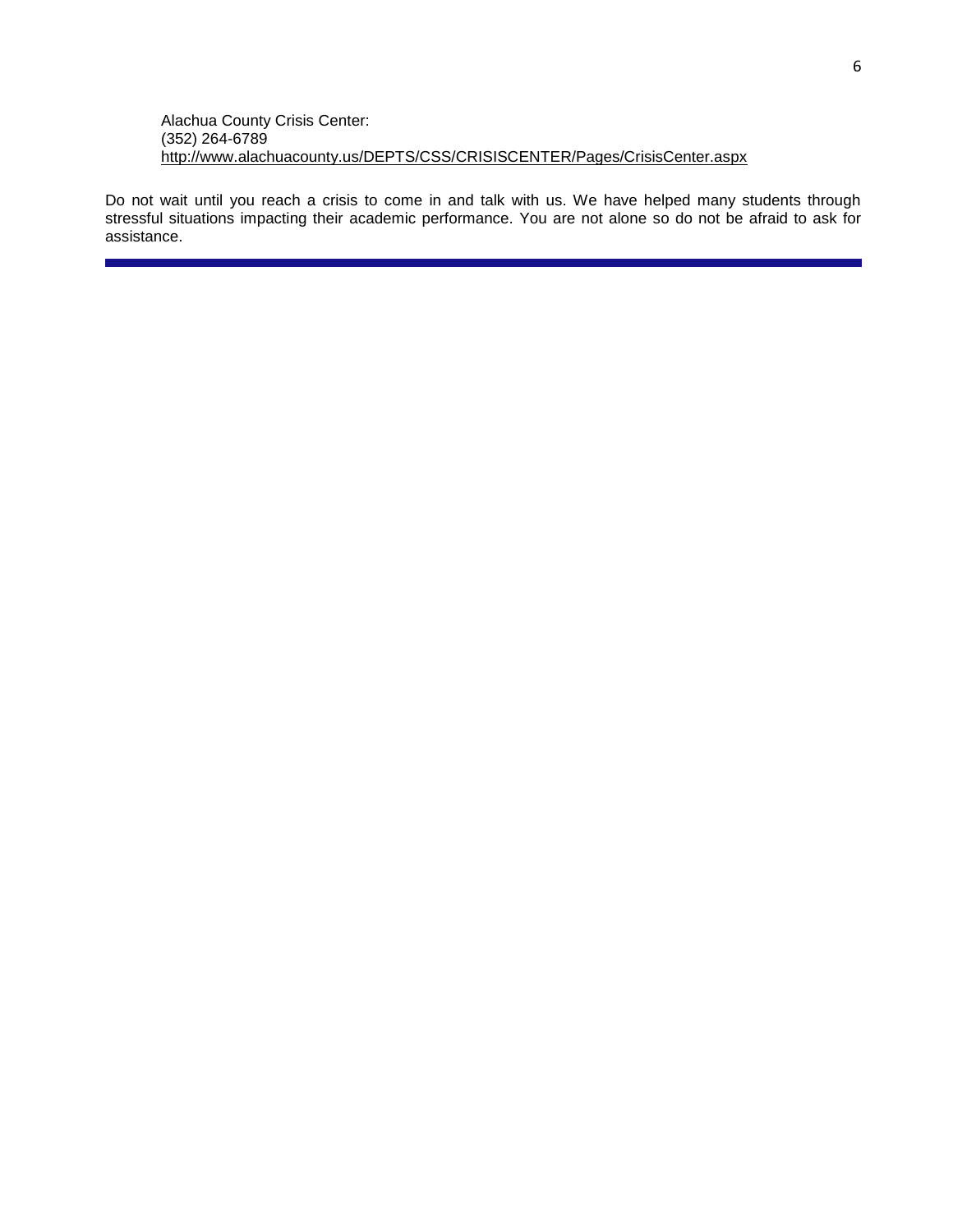Alachua County Crisis Center:
(352) 264-6789
http://www.alachuacounty.us/DEPTS/CSS/CRISISCENTER/Pages/CrisisCenter.aspx

Do not wait until you reach a crisis to come in and talk with us. We have helped many students through stressful situations impacting their academic performance. You are not alone so do not be afraid to ask for assistance.